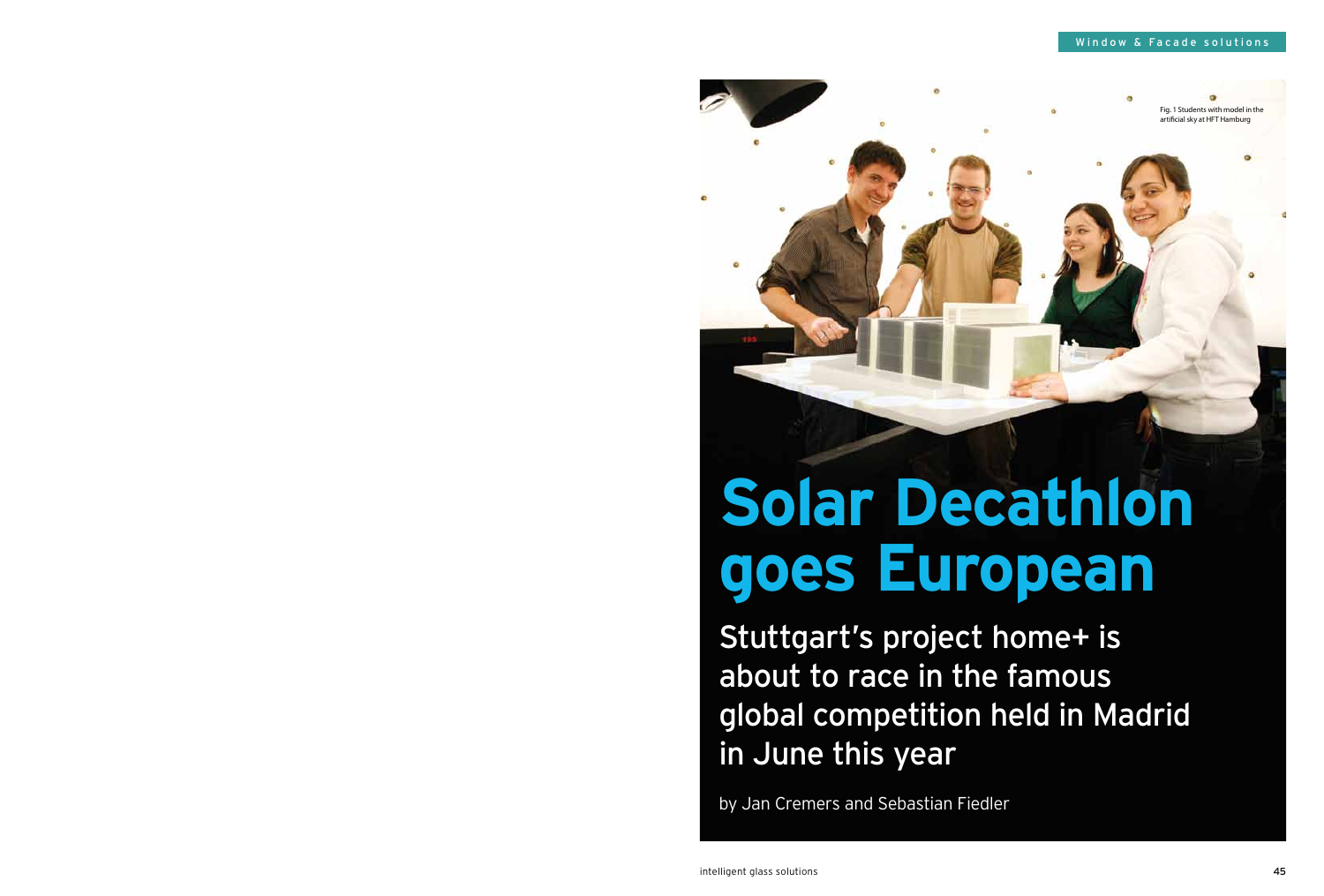Fig. 1 Students with model in the artificial sky at HFT Hamburg

# Solar Decathlon goes European

## Stuttgart's project home+ is about to race in the famous global competition held in Madrid in June this year

by Jan Cremers and Sebastian Fiedler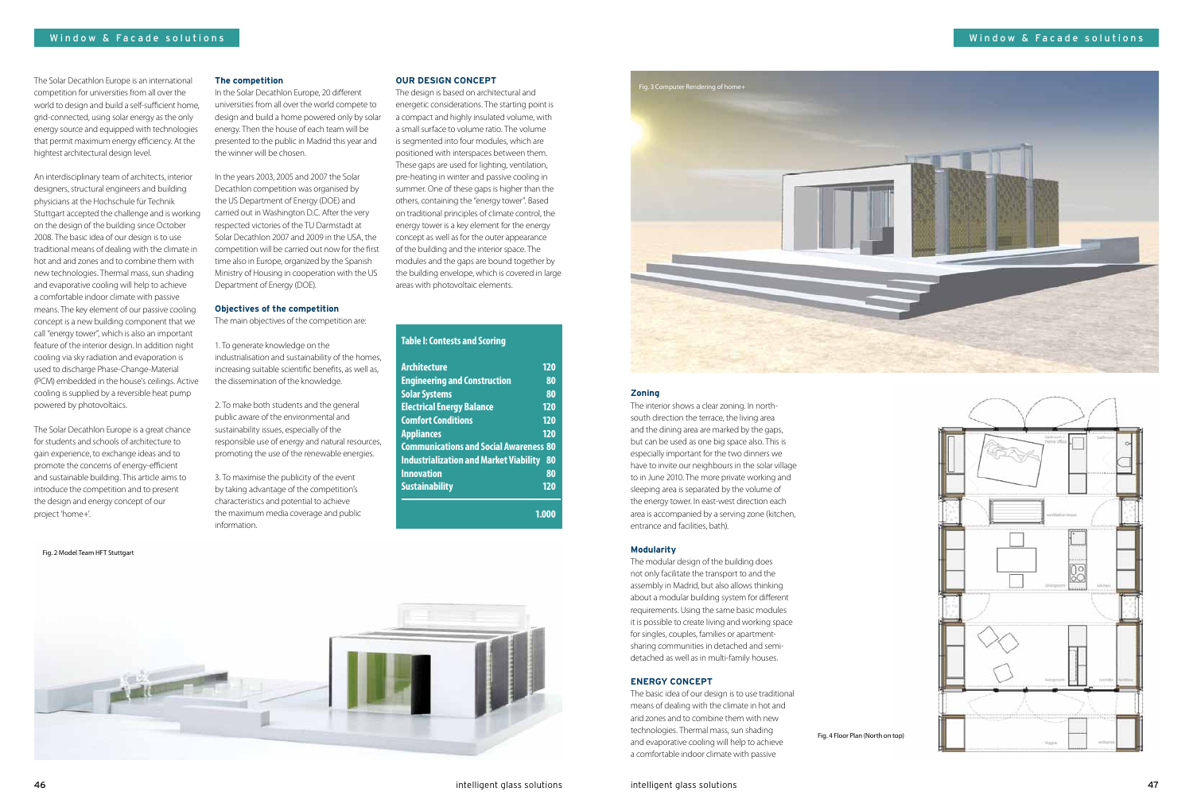The Solar Decathlon Europe is an international competition for universities from all over the world to design and build a self-sufficient home, grid-connected, using solar energy as the only energy source and equipped with technologies that permit maximum energy efficiency. At the hightest architectural design level.

An interdisciplinary team of architects, interior designers, structural engineers and building physicians at the Hochschule für Technik Stuttgart accepted the challenge and is working on the design of the building since October 2008. The basic idea of our design is to use traditional means of dealing with the climate in hot and arid zones and to combine them with new technologies. Thermal mass, sun shading and evaporative cooling will help to achieve a comfortable indoor climate with passive means. The key element of our passive cooling concept is a new building component that we call "energy tower", which is also an important feature of the interior design. In addition night cooling via sky radiation and evaporation is used to discharge Phase-Change-Material (PCM) embedded in the house's ceilings. Active cooling is supplied by a reversible heat pump powered by photovoltaics.

The Solar Decathlon Europe is a great chance for students and schools of architecture to gain experience, to exchange ideas and to promote the concerns of energy-efficient and sustainable building. This article aims to introduce the competition and to present the design and energy concept of our project 'home+'.

### The competition

In the Solar Decathlon Europe, 20 different universities from all over the world compete to design and build a home powered only by solar energy. Then the house of each team will be presented to the public in Madrid this year and the winner will be chosen.

In the years 2003, 2005 and 2007 the Solar Decathlon competition was organised by the US Department of Energy (DOE) and carried out in Washington D.C. After the very respected victories of the TU Darmstadt at Solar Decathlon 2007 and 2009 in the USA, the competition will be carried out now for the first time also in Europe, organized by the Spanish Ministry of Housing in cooperation with the US Department of Energy (DOE).

### Objectives of the competition

The main objectives of the competition are:

1. To generate knowledge on the industrialisation and sustainability of the homes, increasing suitable scientific benefits, as well as, the dissemination of the knowledge.

2. To make both students and the general public aware of the environmental and sustainability issues, especially of the responsible use of energy and natural resources, promoting the use of the renewable energies.

3. To maximise the publicity of the event by taking advantage of the competition's characteristics and potential to achieve the maximum media coverage and public information.

### OUR DESIGN CONCEPT

The design is based on architectural and energetic considerations. The starting point is a compact and highly insulated volume, with a small surface to volume ratio. The volume is segmented into four modules, which are positioned with interspaces between them. These gaps are used for lighting, ventilation, pre-heating in winter and passive cooling in summer. One of these gaps is higher than the others, containing the "energy tower". Based on traditional principles of climate control, the energy tower is a key element for the energy concept as well as for the outer appearance of the building and the interior space. The modules and the gaps are bound together by the building envelope, which is covered in large areas with photovoltaic elements.

**Table I: Contests and Scoring**

| Contest | Points |
|---|---|
| Architecture | 120 |
| Engineering and Construction | 80 |
| Solar Systems | 80 |
| Electrical Energy Balance | 120 |
| Comfort Conditions | 120 |
| Appliances | 120 |
| Communications and Social Awareness | 80 |
| Industrialization and Market Viability | 80 |
| Innovation | 80 |
| Sustainability | 120 |
| | 1.000 |

Fig. 2 Model Team HFT Stuttgart

Fig. 3 Computer Rendering of home+

### Zoning

The interior shows a clear zoning. In north-south direction the terrace, the living area and the dining area are marked by the gaps, but can be used as one big space also. This is especially important for the two dinners we have to invite our neighbours in the solar village to in June 2010. The more private working and sleeping area is separated by the volume of the energy tower. In east-west direction each area is accompanied by a serving zone (kitchen, entrance and facilities, bath).

### Modularity

The modular design of the building does not only facilitate the transport to and the assembly in Madrid, but also allows thinking about a modular building system for different requirements. Using the same basic modules it is possible to create living and working space for singles, couples, families or apartment-sharing communities in detached and semi-detached as well as in multi-family houses.

### ENERGY CONCEPT

The basic idea of our design is to use traditional means of dealing with the climate in hot and arid zones and to combine them with new technologies. Thermal mass, sun shading and evaporative cooling will help to achieve a comfortable indoor climate with passive

Fig. 4 Floor Plan (North on top)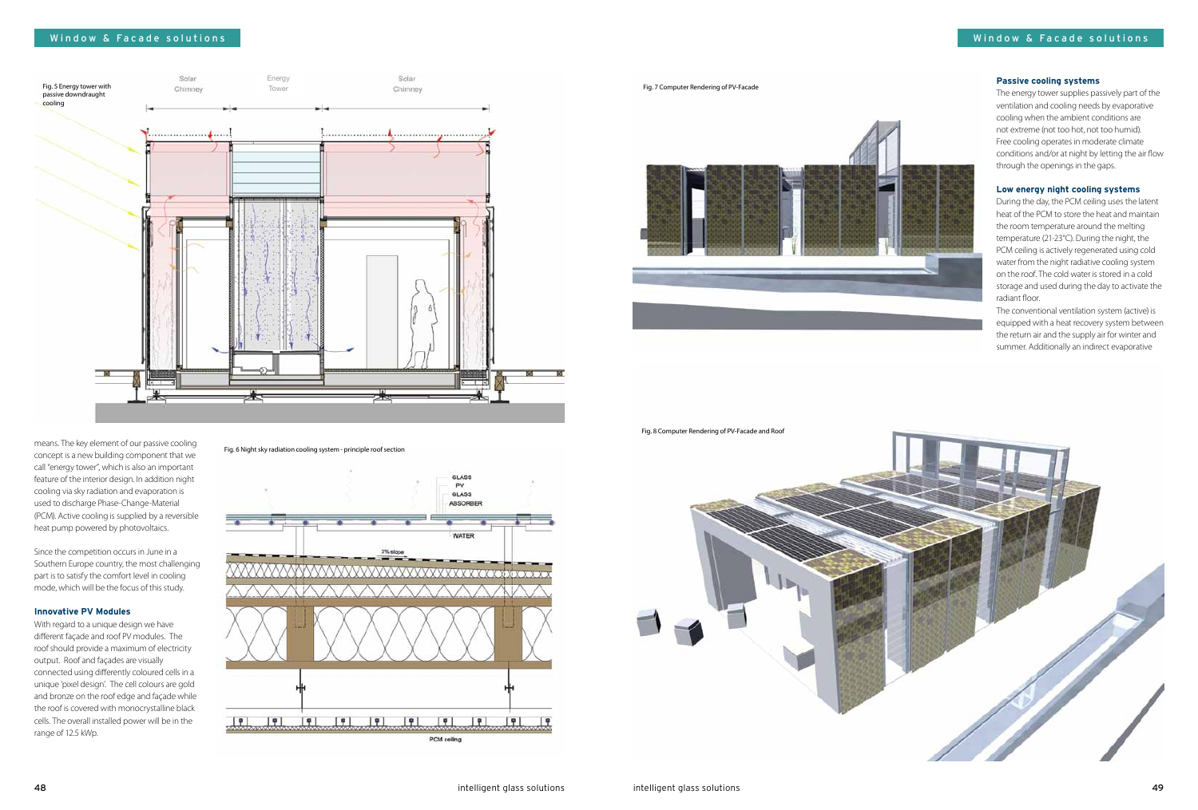Fig. 5 Energy tower with passive downdraught cooling

means. The key element of our passive cooling concept is a new building component that we call "energy tower", which is also an important feature of the interior design. In addition night cooling via sky radiation and evaporation is used to discharge Phase-Change-Material (PCM). Active cooling is supplied by a reversible heat pump powered by photovoltaics.

Since the competition occurs in June in a Southern Europe country, the most challenging part is to satisfy the comfort level in cooling mode, which will be the focus of this study.

### Innovative PV Modules

With regard to a unique design we have different façade and roof PV modules. The roof should provide a maximum of electricity output. Roof and façades are visually connected using differently coloured cells in a unique 'pixel design'. The cell colours are gold and bronze on the roof edge and façade while the roof is covered with monocrystalline black cells. The overall installed power will be in the range of 12.5 kWp.

Fig. 6 Night sky radiation cooling system - principle roof section

Fig. 7 Computer Rendering of PV-Facade

### Passive cooling systems

The energy tower supplies passively part of the ventilation and cooling needs by evaporative cooling when the ambient conditions are not extreme (not too hot, not too humid). Free cooling operates in moderate climate conditions and/or at night by letting the air flow through the openings in the gaps.

### Low energy night cooling systems

During the day, the PCM ceiling uses the latent heat of the PCM to store the heat and maintain the room temperature around the melting temperature (21-23°C). During the night, the PCM ceiling is actively regenerated using cold water from the night radiative cooling system on the roof. The cold water is stored in a cold storage and used during the day to activate the radiant floor.

The conventional ventilation system (active) is equipped with a heat recovery system between the return air and the supply air for winter and summer. Additionally an indirect evaporative

Fig. 8 Computer Rendering of PV-Facade and Roof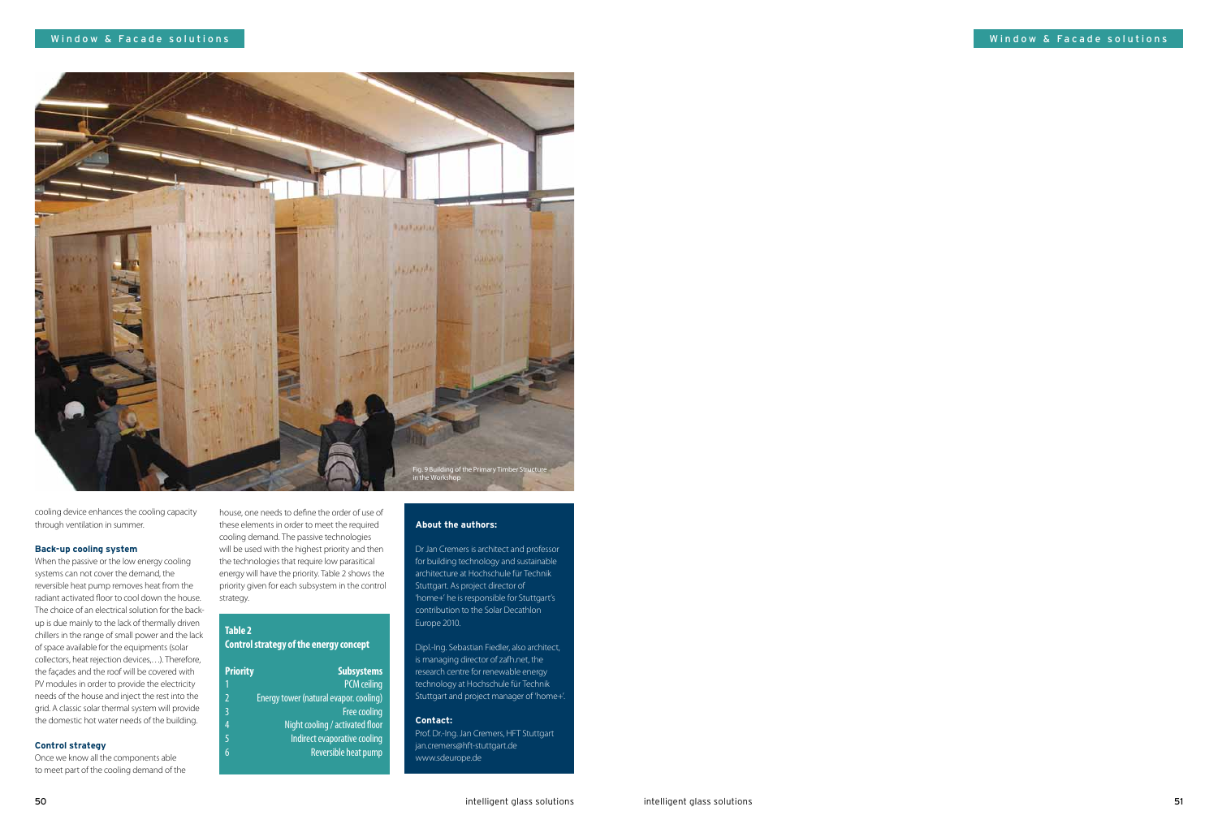Fig. 9 Building of the Primary Timber Structure in the Workshop

cooling device enhances the cooling capacity through ventilation in summer.

### Back-up cooling system

When the passive or the low energy cooling systems can not cover the demand, the reversible heat pump removes heat from the radiant activated floor to cool down the house. The choice of an electrical solution for the back-up is due mainly to the lack of thermally driven chillers in the range of small power and the lack of space available for the equipments (solar collectors, heat rejection devices,…). Therefore, the façades and the roof will be covered with PV modules in order to provide the electricity needs of the house and inject the rest into the grid. A classic solar thermal system will provide the domestic hot water needs of the building.

### Control strategy

Once we know all the components able to meet part of the cooling demand of the house, one needs to define the order of use of these elements in order to meet the required cooling demand. The passive technologies will be used with the highest priority and then the technologies that require low parasitical energy will have the priority. Table 2 shows the priority given for each subsystem in the control strategy.

**Table 2**
**Control strategy of the energy concept**

| Priority | Subsystems |
|---|---|
| 1 | PCM ceiling |
| 2 | Energy tower (natural evapor. cooling) |
| 3 | Free cooling |
| 4 | Night cooling / activated floor |
| 5 | Indirect evaporative cooling |
| 6 | Reversible heat pump |

### About the authors:

Dr Jan Cremers is architect and professor for building technology and sustainable architecture at Hochschule für Technik Stuttgart. As project director of 'home+' he is responsible for Stuttgart's contribution to the Solar Decathlon Europe 2010.

Dipl.-Ing. Sebastian Fiedler, also architect, is managing director of zafh.net, the research centre for renewable energy technology at Hochschule für Technik Stuttgart and project manager of 'home+'.

### Contact:

Prof. Dr.-Ing. Jan Cremers, HFT Stuttgart
jan.cremers@hft-stuttgart.de
www.sdeurope.de